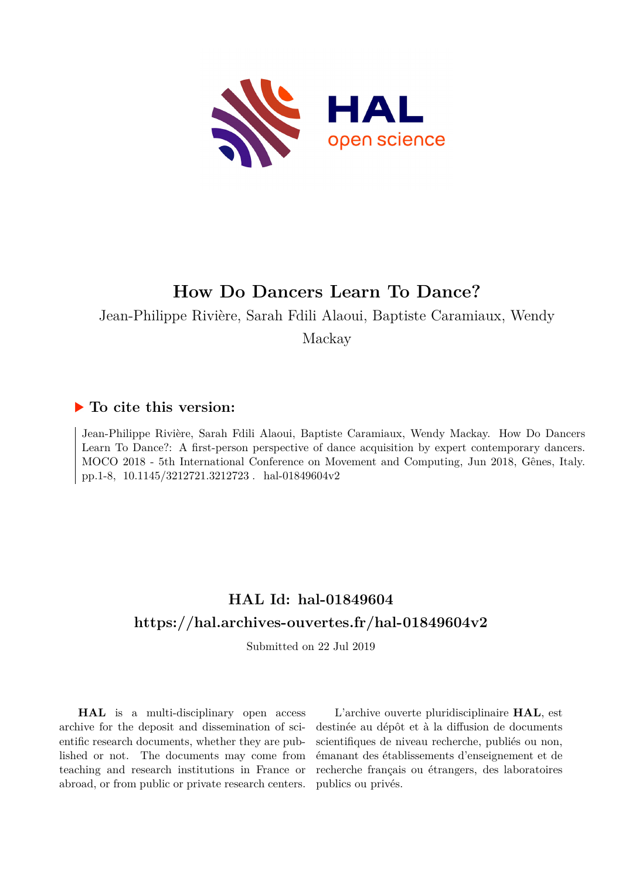# How Do Dancers Learn To Dance?

Jean-Philippe Rivière, Sarah Fdili Alaoui, Baptiste Caramiaux, Wendy Mackay

## ▶ To cite this version:

Jean-Philippe Rivière, Sarah Fdili Alaoui, Baptiste Caramiaux, Wendy Mackay. How Do Dancers Learn To Dance?: A first-person perspective of dance acquisition by expert contemporary dancers. MOCO 2018 - 5th International Conference on Movement and Computing, Jun 2018, Gênes, Italy. pp.1-8, 10.1145/3212721.3212723 . hal-01849604v2

## HAL Id: hal-01849604

## https://hal.archives-ouvertes.fr/hal-01849604v2

Submitted on 22 Jul 2019

**HAL** is a multi-disciplinary open access archive for the deposit and dissemination of scientific research documents, whether they are published or not. The documents may come from teaching and research institutions in France or abroad, or from public or private research centers.

L'archive ouverte pluridisciplinaire **HAL**, est destinée au dépôt et à la diffusion de documents scientifiques de niveau recherche, publiés ou non, émanant des établissements d'enseignement et de recherche français ou étrangers, des laboratoires publics ou privés.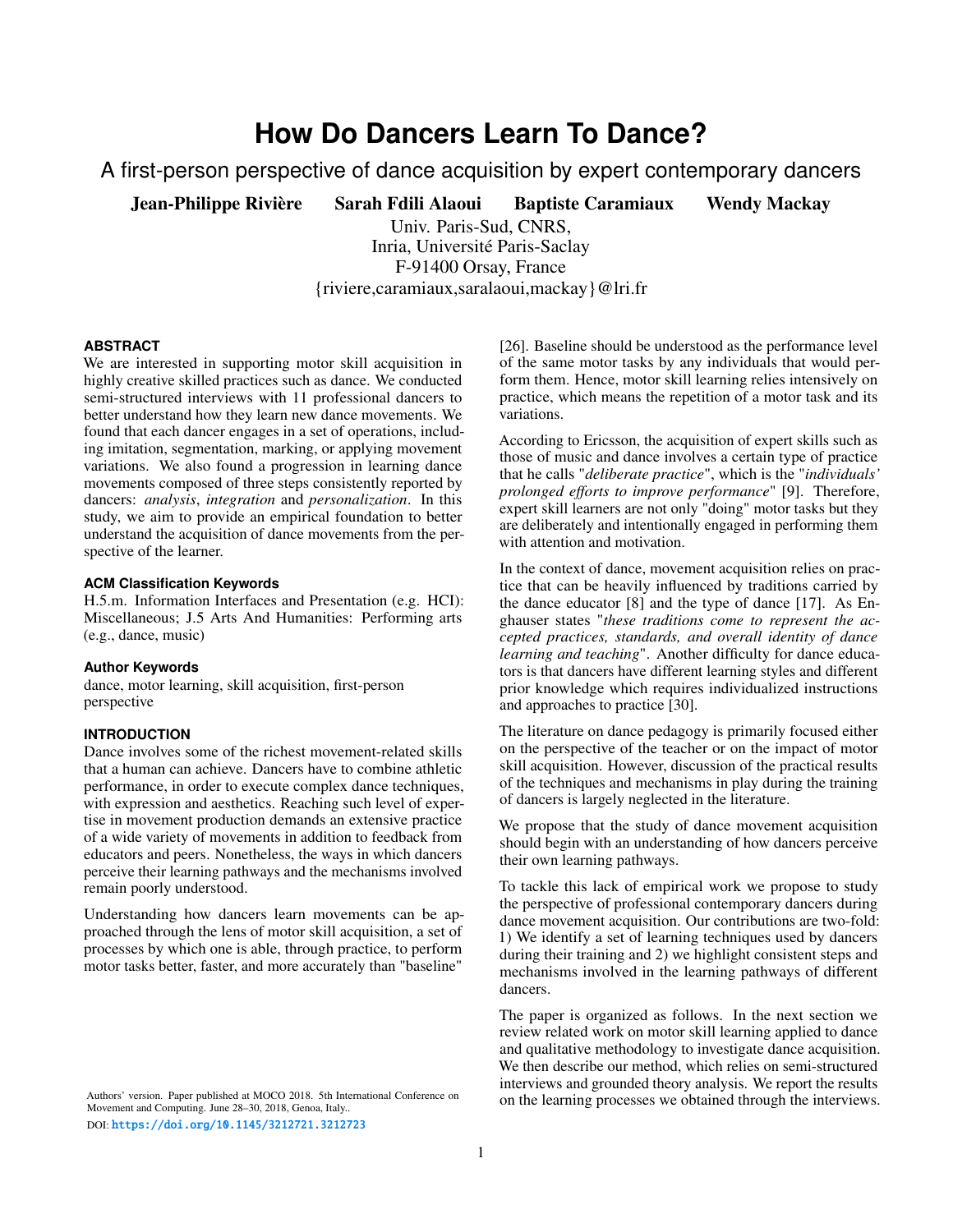# How Do Dancers Learn To Dance?

A first-person perspective of dance acquisition by expert contemporary dancers

**Jean-Philippe Rivière** **Sarah Fdili Alaoui** **Baptiste Caramiaux** **Wendy Mackay**

Univ. Paris-Sud, CNRS,
Inria, Université Paris-Saclay
F-91400 Orsay, France
{riviere,caramiaux,saralaoui,mackay}@lri.fr

### ABSTRACT

We are interested in supporting motor skill acquisition in highly creative skilled practices such as dance. We conducted semi-structured interviews with 11 professional dancers to better understand how they learn new dance movements. We found that each dancer engages in a set of operations, including imitation, segmentation, marking, or applying movement variations. We also found a progression in learning dance movements composed of three steps consistently reported by dancers: *analysis*, *integration* and *personalization*. In this study, we aim to provide an empirical foundation to better understand the acquisition of dance movements from the perspective of the learner.

### ACM Classification Keywords

H.5.m. Information Interfaces and Presentation (e.g. HCI): Miscellaneous; J.5 Arts And Humanities: Performing arts (e.g., dance, music)

### Author Keywords

dance, motor learning, skill acquisition, first-person perspective

### INTRODUCTION

Dance involves some of the richest movement-related skills that a human can achieve. Dancers have to combine athletic performance, in order to execute complex dance techniques, with expression and aesthetics. Reaching such level of expertise in movement production demands an extensive practice of a wide variety of movements in addition to feedback from educators and peers. Nonetheless, the ways in which dancers perceive their learning pathways and the mechanisms involved remain poorly understood.

Understanding how dancers learn movements can be approached through the lens of motor skill acquisition, a set of processes by which one is able, through practice, to perform motor tasks better, faster, and more accurately than "baseline" [26]. Baseline should be understood as the performance level of the same motor tasks by any individuals that would perform them. Hence, motor skill learning relies intensively on practice, which means the repetition of a motor task and its variations.

According to Ericsson, the acquisition of expert skills such as those of music and dance involves a certain type of practice that he calls "*deliberate practice*", which is the "*individuals' prolonged efforts to improve performance*" [9]. Therefore, expert skill learners are not only "doing" motor tasks but they are deliberately and intentionally engaged in performing them with attention and motivation.

In the context of dance, movement acquisition relies on practice that can be heavily influenced by traditions carried by the dance educator [8] and the type of dance [17]. As Enghauser states "*these traditions come to represent the accepted practices, standards, and overall identity of dance learning and teaching*". Another difficulty for dance educators is that dancers have different learning styles and different prior knowledge which requires individualized instructions and approaches to practice [30].

The literature on dance pedagogy is primarily focused either on the perspective of the teacher or on the impact of motor skill acquisition. However, discussion of the practical results of the techniques and mechanisms in play during the training of dancers is largely neglected in the literature.

We propose that the study of dance movement acquisition should begin with an understanding of how dancers perceive their own learning pathways.

To tackle this lack of empirical work we propose to study the perspective of professional contemporary dancers during dance movement acquisition. Our contributions are two-fold: 1) We identify a set of learning techniques used by dancers during their training and 2) we highlight consistent steps and mechanisms involved in the learning pathways of different dancers.

The paper is organized as follows. In the next section we review related work on motor skill learning applied to dance and qualitative methodology to investigate dance acquisition. We then describe our method, which relies on semi-structured interviews and grounded theory analysis. We report the results on the learning processes we obtained through the interviews.

Authors' version. Paper published at MOCO 2018. 5th International Conference on Movement and Computing. June 28–30, 2018, Genoa, Italy..
DOI: https://doi.org/10.1145/3212721.3212723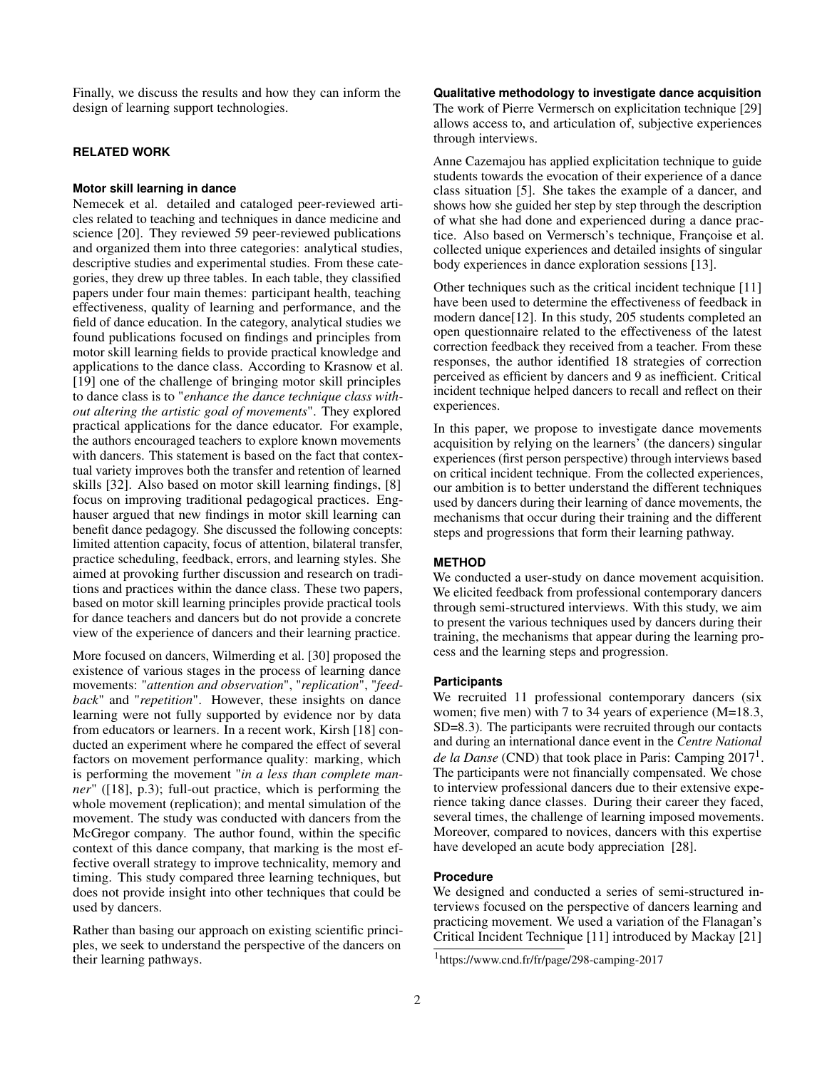Finally, we discuss the results and how they can inform the design of learning support technologies.

## RELATED WORK

### Motor skill learning in dance

Nemecek et al. detailed and cataloged peer-reviewed articles related to teaching and techniques in dance medicine and science [20]. They reviewed 59 peer-reviewed publications and organized them into three categories: analytical studies, descriptive studies and experimental studies. From these categories, they drew up three tables. In each table, they classified papers under four main themes: participant health, teaching effectiveness, quality of learning and performance, and the field of dance education. In the category, analytical studies we found publications focused on findings and principles from motor skill learning fields to provide practical knowledge and applications to the dance class. According to Krasnow et al. [19] one of the challenge of bringing motor skill principles to dance class is to "*enhance the dance technique class without altering the artistic goal of movements*". They explored practical applications for the dance educator. For example, the authors encouraged teachers to explore known movements with dancers. This statement is based on the fact that contextual variety improves both the transfer and retention of learned skills [32]. Also based on motor skill learning findings, [8] focus on improving traditional pedagogical practices. Enghauser argued that new findings in motor skill learning can benefit dance pedagogy. She discussed the following concepts: limited attention capacity, focus of attention, bilateral transfer, practice scheduling, feedback, errors, and learning styles. She aimed at provoking further discussion and research on traditions and practices within the dance class. These two papers, based on motor skill learning principles provide practical tools for dance teachers and dancers but do not provide a concrete view of the experience of dancers and their learning practice.

More focused on dancers, Wilmerding et al. [30] proposed the existence of various stages in the process of learning dance movements: "*attention and observation*", "*replication*", "*feedback*" and "*repetition*". However, these insights on dance learning were not fully supported by evidence nor by data from educators or learners. In a recent work, Kirsh [18] conducted an experiment where he compared the effect of several factors on movement performance quality: marking, which is performing the movement "*in a less than complete manner*" ([18], p.3); full-out practice, which is performing the whole movement (replication); and mental simulation of the movement. The study was conducted with dancers from the McGregor company. The author found, within the specific context of this dance company, that marking is the most effective overall strategy to improve technicality, memory and timing. This study compared three learning techniques, but does not provide insight into other techniques that could be used by dancers.

Rather than basing our approach on existing scientific principles, we seek to understand the perspective of the dancers on their learning pathways.

### Qualitative methodology to investigate dance acquisition

The work of Pierre Vermersch on explicitation technique [29] allows access to, and articulation of, subjective experiences through interviews.

Anne Cazemajou has applied explicitation technique to guide students towards the evocation of their experience of a dance class situation [5]. She takes the example of a dancer, and shows how she guided her step by step through the description of what she had done and experienced during a dance practice. Also based on Vermersch's technique, Françoise et al. collected unique experiences and detailed insights of singular body experiences in dance exploration sessions [13].

Other techniques such as the critical incident technique [11] have been used to determine the effectiveness of feedback in modern dance[12]. In this study, 205 students completed an open questionnaire related to the effectiveness of the latest correction feedback they received from a teacher. From these responses, the author identified 18 strategies of correction perceived as efficient by dancers and 9 as inefficient. Critical incident technique helped dancers to recall and reflect on their experiences.

In this paper, we propose to investigate dance movements acquisition by relying on the learners' (the dancers) singular experiences (first person perspective) through interviews based on critical incident technique. From the collected experiences, our ambition is to better understand the different techniques used by dancers during their learning of dance movements, the mechanisms that occur during their training and the different steps and progressions that form their learning pathway.

## METHOD

We conducted a user-study on dance movement acquisition. We elicited feedback from professional contemporary dancers through semi-structured interviews. With this study, we aim to present the various techniques used by dancers during their training, the mechanisms that appear during the learning process and the learning steps and progression.

### Participants

We recruited 11 professional contemporary dancers (six women; five men) with 7 to 34 years of experience (M=18.3, SD=8.3). The participants were recruited through our contacts and during an international dance event in the *Centre National de la Danse* (CND) that took place in Paris: Camping 2017[1]. The participants were not financially compensated. We chose to interview professional dancers due to their extensive experience taking dance classes. During their career they faced, several times, the challenge of learning imposed movements. Moreover, compared to novices, dancers with this expertise have developed an acute body appreciation [28].

### Procedure

We designed and conducted a series of semi-structured interviews focused on the perspective of dancers learning and practicing movement. We used a variation of the Flanagan's Critical Incident Technique [11] introduced by Mackay [21]

[1] https://www.cnd.fr/fr/page/298-camping-2017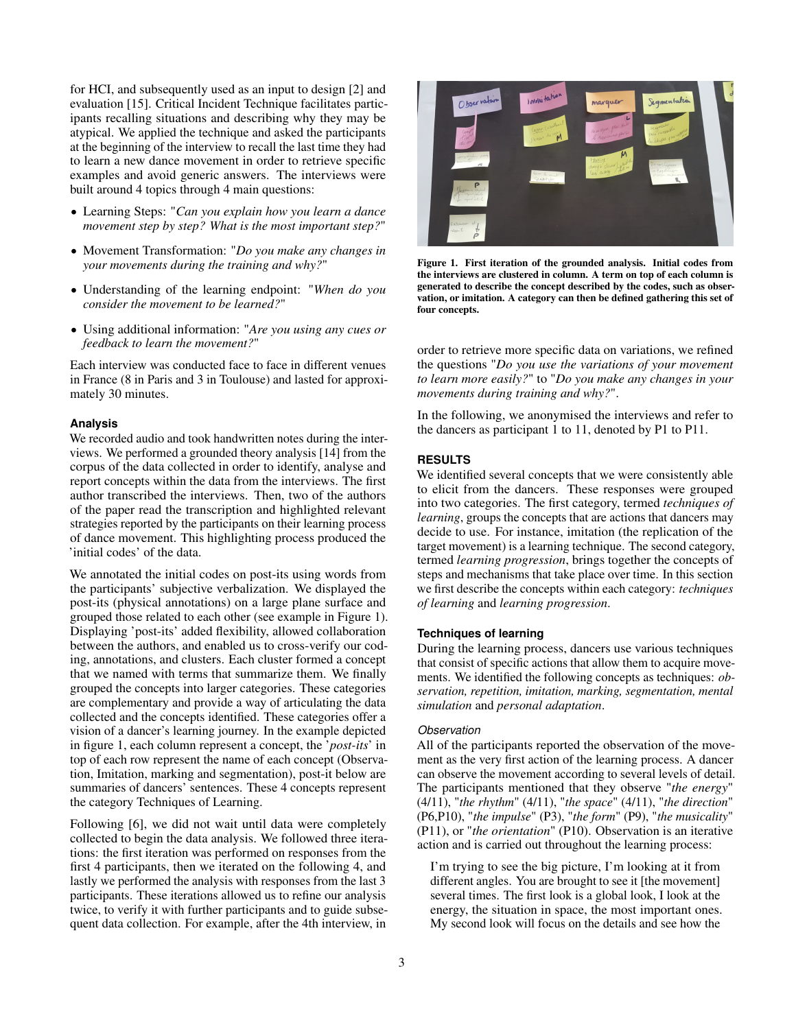for HCI, and subsequently used as an input to design [2] and evaluation [15]. Critical Incident Technique facilitates participants recalling situations and describing why they may be atypical. We applied the technique and asked the participants at the beginning of the interview to recall the last time they had to learn a new dance movement in order to retrieve specific examples and avoid generic answers. The interviews were built around 4 topics through 4 main questions:

- Learning Steps: "*Can you explain how you learn a dance movement step by step? What is the most important step?*"
- Movement Transformation: "*Do you make any changes in your movements during the training and why?*"
- Understanding of the learning endpoint: "*When do you consider the movement to be learned?*"
- Using additional information: "*Are you using any cues or feedback to learn the movement?*"

Each interview was conducted face to face in different venues in France (8 in Paris and 3 in Toulouse) and lasted for approximately 30 minutes.

### Analysis

We recorded audio and took handwritten notes during the interviews. We performed a grounded theory analysis [14] from the corpus of the data collected in order to identify, analyse and report concepts within the data from the interviews. The first author transcribed the interviews. Then, two of the authors of the paper read the transcription and highlighted relevant strategies reported by the participants on their learning process of dance movement. This highlighting process produced the 'initial codes' of the data.

We annotated the initial codes on post-its using words from the participants' subjective verbalization. We displayed the post-its (physical annotations) on a large plane surface and grouped those related to each other (see example in Figure 1). Displaying 'post-its' added flexibility, allowed collaboration between the authors, and enabled us to cross-verify our coding, annotations, and clusters. Each cluster formed a concept that we named with terms that summarize them. We finally grouped the concepts into larger categories. These categories are complementary and provide a way of articulating the data collected and the concepts identified. These categories offer a vision of a dancer's learning journey. In the example depicted in figure 1, each column represent a concept, the '*post-its*' in top of each row represent the name of each concept (Observation, Imitation, marking and segmentation), post-it below are summaries of dancers' sentences. These 4 concepts represent the category Techniques of Learning.

Following [6], we did not wait until data were completely collected to begin the data analysis. We followed three iterations: the first iteration was performed on responses from the first 4 participants, then we iterated on the following 4, and lastly we performed the analysis with responses from the last 3 participants. These iterations allowed us to refine our analysis twice, to verify it with further participants and to guide subsequent data collection. For example, after the 4th interview, in order to retrieve more specific data on variations, we refined the questions "*Do you use the variations of your movement to learn more easily?*" to "*Do you make any changes in your movements during training and why?*".

**Figure 1. First iteration of the grounded analysis. Initial codes from the interviews are clustered in column. A term on top of each column is generated to describe the concept described by the codes, such as observation, or imitation. A category can then be defined gathering this set of four concepts.**

In the following, we anonymised the interviews and refer to the dancers as participant 1 to 11, denoted by P1 to P11.

## RESULTS

We identified several concepts that we were consistently able to elicit from the dancers. These responses were grouped into two categories. The first category, termed *techniques of learning*, groups the concepts that are actions that dancers may decide to use. For instance, imitation (the replication of the target movement) is a learning technique. The second category, termed *learning progression*, brings together the concepts of steps and mechanisms that take place over time. In this section we first describe the concepts within each category: *techniques of learning* and *learning progression*.

### Techniques of learning

During the learning process, dancers use various techniques that consist of specific actions that allow them to acquire movements. We identified the following concepts as techniques: *observation, repetition, imitation, marking, segmentation, mental simulation* and *personal adaptation*.

#### *Observation*

All of the participants reported the observation of the movement as the very first action of the learning process. A dancer can observe the movement according to several levels of detail. The participants mentioned that they observe "*the energy*" (4/11), "*the rhythm*" (4/11), "*the space*" (4/11), "*the direction*" (P6,P10), "*the impulse*" (P3), "*the form*" (P9), "*the musicality*" (P11), or "*the orientation*" (P10). Observation is an iterative action and is carried out throughout the learning process:

> I'm trying to see the big picture, I'm looking at it from different angles. You are brought to see it [the movement] several times. The first look is a global look, I look at the energy, the situation in space, the most important ones. My second look will focus on the details and see how the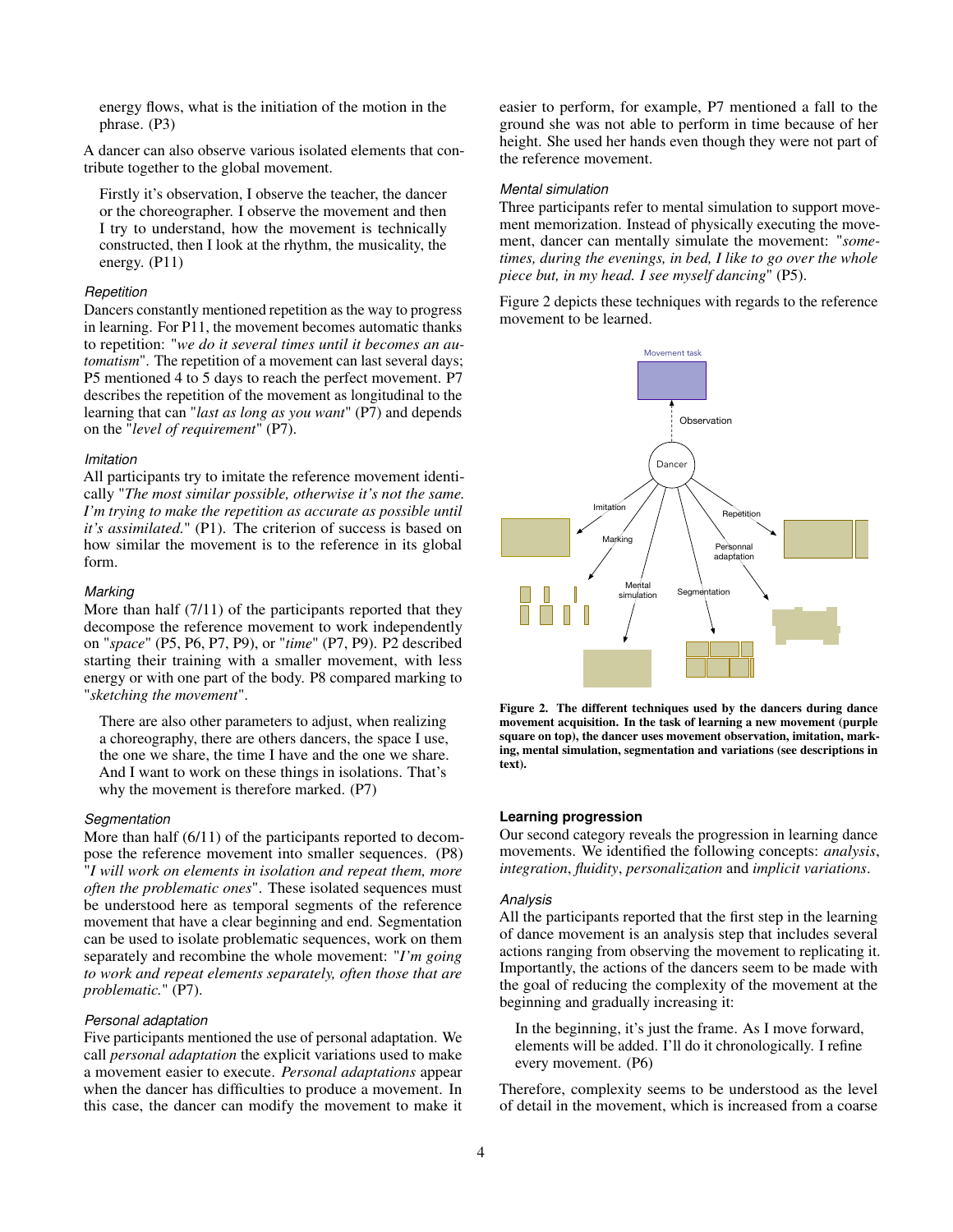energy flows, what is the initiation of the motion in the phrase. (P3)

A dancer can also observe various isolated elements that contribute together to the global movement.

> Firstly it's observation, I observe the teacher, the dancer or the choreographer. I observe the movement and then I try to understand, how the movement is technically constructed, then I look at the rhythm, the musicality, the energy. (P11)

### Repetition

Dancers constantly mentioned repetition as the way to progress in learning. For P11, the movement becomes automatic thanks to repetition: "*we do it several times until it becomes an automatism*". The repetition of a movement can last several days; P5 mentioned 4 to 5 days to reach the perfect movement. P7 describes the repetition of the movement as longitudinal to the learning that can "*last as long as you want*" (P7) and depends on the "*level of requirement*" (P7).

### Imitation

All participants try to imitate the reference movement identically "*The most similar possible, otherwise it's not the same. I'm trying to make the repetition as accurate as possible until it's assimilated.*" (P1). The criterion of success is based on how similar the movement is to the reference in its global form.

### Marking

More than half (7/11) of the participants reported that they decompose the reference movement to work independently on "*space*" (P5, P6, P7, P9), or "*time*" (P7, P9). P2 described starting their training with a smaller movement, with less energy or with one part of the body. P8 compared marking to "*sketching the movement*".

> There are also other parameters to adjust, when realizing a choreography, there are others dancers, the space I use, the one we share, the time I have and the one we share. And I want to work on these things in isolations. That's why the movement is therefore marked. (P7)

### Segmentation

More than half (6/11) of the participants reported to decompose the reference movement into smaller sequences. (P8) "*I will work on elements in isolation and repeat them, more often the problematic ones*". These isolated sequences must be understood here as temporal segments of the reference movement that have a clear beginning and end. Segmentation can be used to isolate problematic sequences, work on them separately and recombine the whole movement: "*I'm going to work and repeat elements separately, often those that are problematic.*" (P7).

### Personal adaptation

Five participants mentioned the use of personal adaptation. We call *personal adaptation* the explicit variations used to make a movement easier to execute. *Personal adaptations* appear when the dancer has difficulties to produce a movement. In this case, the dancer can modify the movement to make it easier to perform, for example, P7 mentioned a fall to the ground she was not able to perform in time because of her height. She used her hands even though they were not part of the reference movement.

### Mental simulation

Three participants refer to mental simulation to support movement memorization. Instead of physically executing the movement, dancer can mentally simulate the movement: "*sometimes, during the evenings, in bed, I like to go over the whole piece but, in my head. I see myself dancing*" (P5).

Figure 2 depicts these techniques with regards to the reference movement to be learned.

**Figure 2. The different techniques used by the dancers during dance movement acquisition. In the task of learning a new movement (purple square on top), the dancer uses movement observation, imitation, marking, mental simulation, segmentation and variations (see descriptions in text).**

## Learning progression

Our second category reveals the progression in learning dance movements. We identified the following concepts: *analysis*, *integration*, *fluidity*, *personalization* and *implicit variations*.

### Analysis

All the participants reported that the first step in the learning of dance movement is an analysis step that includes several actions ranging from observing the movement to replicating it. Importantly, the actions of the dancers seem to be made with the goal of reducing the complexity of the movement at the beginning and gradually increasing it:

> In the beginning, it's just the frame. As I move forward, elements will be added. I'll do it chronologically. I refine every movement. (P6)

Therefore, complexity seems to be understood as the level of detail in the movement, which is increased from a coarse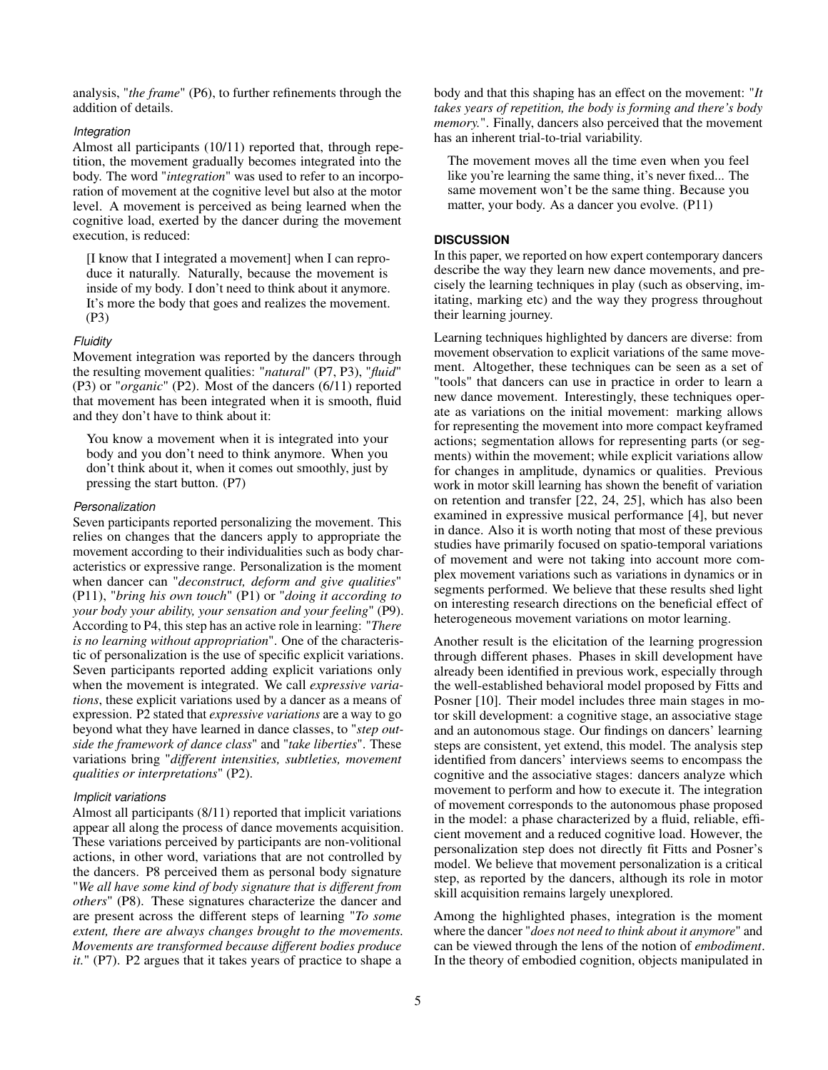analysis, "*the frame*" (P6), to further refinements through the addition of details.

#### *Integration*

Almost all participants (10/11) reported that, through repetition, the movement gradually becomes integrated into the body. The word "*integration*" was used to refer to an incorporation of movement at the cognitive level but also at the motor level. A movement is perceived as being learned when the cognitive load, exerted by the dancer during the movement execution, is reduced:

> [I know that I integrated a movement] when I can reproduce it naturally. Naturally, because the movement is inside of my body. I don't need to think about it anymore. It's more the body that goes and realizes the movement. (P3)

#### *Fluidity*

Movement integration was reported by the dancers through the resulting movement qualities: "*natural*" (P7, P3), "*fluid*" (P3) or "*organic*" (P2). Most of the dancers (6/11) reported that movement has been integrated when it is smooth, fluid and they don't have to think about it:

> You know a movement when it is integrated into your body and you don't need to think anymore. When you don't think about it, when it comes out smoothly, just by pressing the start button. (P7)

#### *Personalization*

Seven participants reported personalizing the movement. This relies on changes that the dancers apply to appropriate the movement according to their individualities such as body characteristics or expressive range. Personalization is the moment when dancer can "*deconstruct, deform and give qualities*" (P11), "*bring his own touch*" (P1) or "*doing it according to your body your ability, your sensation and your feeling*" (P9). According to P4, this step has an active role in learning: "*There is no learning without appropriation*". One of the characteristic of personalization is the use of specific explicit variations. Seven participants reported adding explicit variations only when the movement is integrated. We call *expressive variations*, these explicit variations used by a dancer as a means of expression. P2 stated that *expressive variations* are a way to go beyond what they have learned in dance classes, to "*step outside the framework of dance class*" and "*take liberties*". These variations bring "*different intensities, subtleties, movement qualities or interpretations*" (P2).

#### *Implicit variations*

Almost all participants (8/11) reported that implicit variations appear all along the process of dance movements acquisition. These variations perceived by participants are non-volitional actions, in other word, variations that are not controlled by the dancers. P8 perceived them as personal body signature "*We all have some kind of body signature that is different from others*" (P8). These signatures characterize the dancer and are present across the different steps of learning "*To some extent, there are always changes brought to the movements. Movements are transformed because different bodies produce it.*" (P7). P2 argues that it takes years of practice to shape a body and that this shaping has an effect on the movement: "*It takes years of repetition, the body is forming and there's body memory.*". Finally, dancers also perceived that the movement has an inherent trial-to-trial variability.

> The movement moves all the time even when you feel like you're learning the same thing, it's never fixed... The same movement won't be the same thing. Because you matter, your body. As a dancer you evolve. (P11)

## DISCUSSION

In this paper, we reported on how expert contemporary dancers describe the way they learn new dance movements, and precisely the learning techniques in play (such as observing, imitating, marking etc) and the way they progress throughout their learning journey.

Learning techniques highlighted by dancers are diverse: from movement observation to explicit variations of the same movement. Altogether, these techniques can be seen as a set of "tools" that dancers can use in practice in order to learn a new dance movement. Interestingly, these techniques operate as variations on the initial movement: marking allows for representing the movement into more compact keyframed actions; segmentation allows for representing parts (or segments) within the movement; while explicit variations allow for changes in amplitude, dynamics or qualities. Previous work in motor skill learning has shown the benefit of variation on retention and transfer [22, 24, 25], which has also been examined in expressive musical performance [4], but never in dance. Also it is worth noting that most of these previous studies have primarily focused on spatio-temporal variations of movement and were not taking into account more complex movement variations such as variations in dynamics or in segments performed. We believe that these results shed light on interesting research directions on the beneficial effect of heterogeneous movement variations on motor learning.

Another result is the elicitation of the learning progression through different phases. Phases in skill development have already been identified in previous work, especially through the well-established behavioral model proposed by Fitts and Posner [10]. Their model includes three main stages in motor skill development: a cognitive stage, an associative stage and an autonomous stage. Our findings on dancers' learning steps are consistent, yet extend, this model. The analysis step identified from dancers' interviews seems to encompass the cognitive and the associative stages: dancers analyze which movement to perform and how to execute it. The integration of movement corresponds to the autonomous phase proposed in the model: a phase characterized by a fluid, reliable, efficient movement and a reduced cognitive load. However, the personalization step does not directly fit Fitts and Posner's model. We believe that movement personalization is a critical step, as reported by the dancers, although its role in motor skill acquisition remains largely unexplored.

Among the highlighted phases, integration is the moment where the dancer "*does not need to think about it anymore*" and can be viewed through the lens of the notion of *embodiment*. In the theory of embodied cognition, objects manipulated in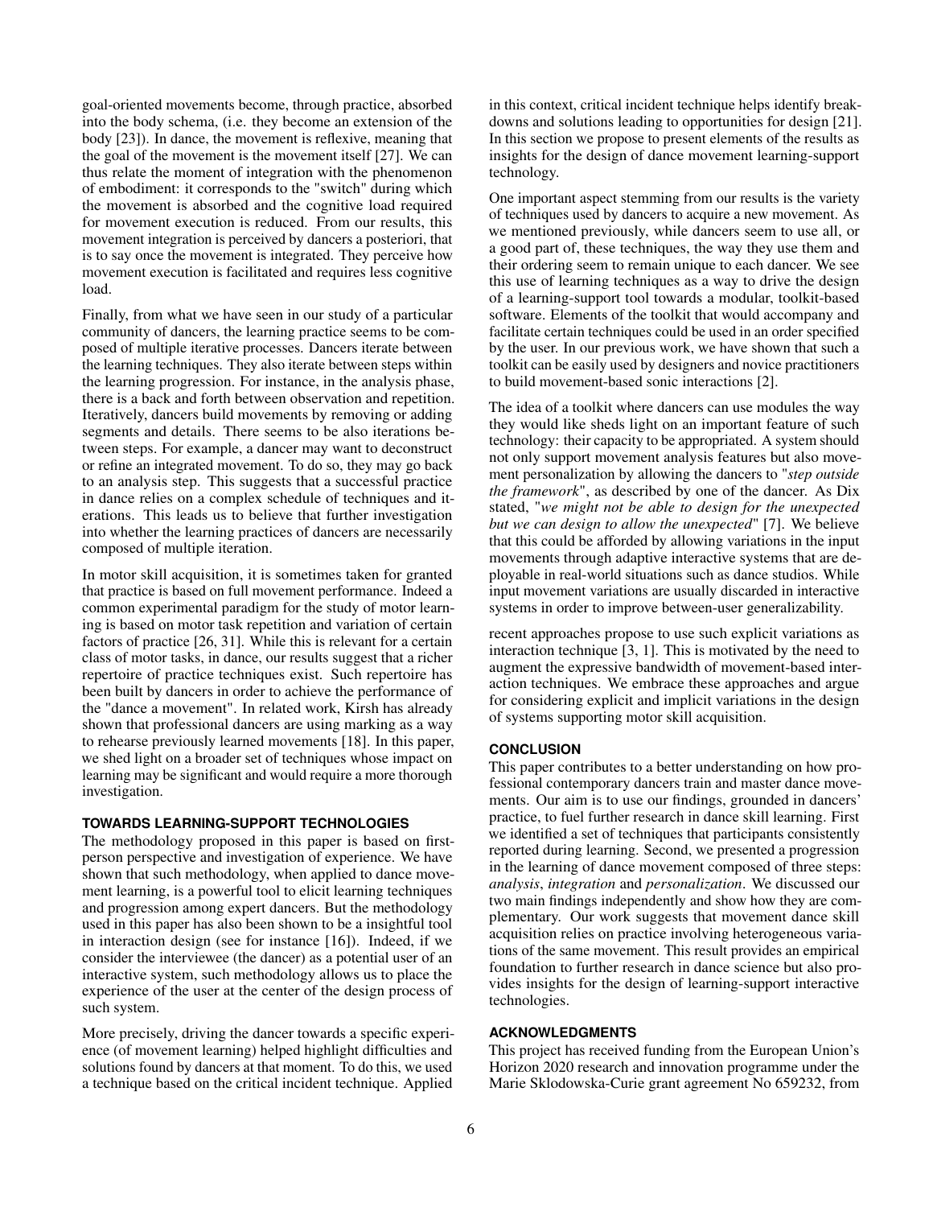goal-oriented movements become, through practice, absorbed into the body schema, (i.e. they become an extension of the body [23]). In dance, the movement is reflexive, meaning that the goal of the movement is the movement itself [27]. We can thus relate the moment of integration with the phenomenon of embodiment: it corresponds to the "switch" during which the movement is absorbed and the cognitive load required for movement execution is reduced. From our results, this movement integration is perceived by dancers a posteriori, that is to say once the movement is integrated. They perceive how movement execution is facilitated and requires less cognitive load.

Finally, from what we have seen in our study of a particular community of dancers, the learning practice seems to be composed of multiple iterative processes. Dancers iterate between the learning techniques. They also iterate between steps within the learning progression. For instance, in the analysis phase, there is a back and forth between observation and repetition. Iteratively, dancers build movements by removing or adding segments and details. There seems to be also iterations between steps. For example, a dancer may want to deconstruct or refine an integrated movement. To do so, they may go back to an analysis step. This suggests that a successful practice in dance relies on a complex schedule of techniques and iterations. This leads us to believe that further investigation into whether the learning practices of dancers are necessarily composed of multiple iteration.

In motor skill acquisition, it is sometimes taken for granted that practice is based on full movement performance. Indeed a common experimental paradigm for the study of motor learning is based on motor task repetition and variation of certain factors of practice [26, 31]. While this is relevant for a certain class of motor tasks, in dance, our results suggest that a richer repertoire of practice techniques exist. Such repertoire has been built by dancers in order to achieve the performance of the "dance a movement". In related work, Kirsh has already shown that professional dancers are using marking as a way to rehearse previously learned movements [18]. In this paper, we shed light on a broader set of techniques whose impact on learning may be significant and would require a more thorough investigation.

## TOWARDS LEARNING-SUPPORT TECHNOLOGIES

The methodology proposed in this paper is based on first-person perspective and investigation of experience. We have shown that such methodology, when applied to dance movement learning, is a powerful tool to elicit learning techniques and progression among expert dancers. But the methodology used in this paper has also been shown to be a insightful tool in interaction design (see for instance [16]). Indeed, if we consider the interviewee (the dancer) as a potential user of an interactive system, such methodology allows us to place the experience of the user at the center of the design process of such system.

More precisely, driving the dancer towards a specific experience (of movement learning) helped highlight difficulties and solutions found by dancers at that moment. To do this, we used a technique based on the critical incident technique. Applied in this context, critical incident technique helps identify breakdowns and solutions leading to opportunities for design [21]. In this section we propose to present elements of the results as insights for the design of dance movement learning-support technology.

One important aspect stemming from our results is the variety of techniques used by dancers to acquire a new movement. As we mentioned previously, while dancers seem to use all, or a good part of, these techniques, the way they use them and their ordering seem to remain unique to each dancer. We see this use of learning techniques as a way to drive the design of a learning-support tool towards a modular, toolkit-based software. Elements of the toolkit that would accompany and facilitate certain techniques could be used in an order specified by the user. In our previous work, we have shown that such a toolkit can be easily used by designers and novice practitioners to build movement-based sonic interactions [2].

The idea of a toolkit where dancers can use modules the way they would like sheds light on an important feature of such technology: their capacity to be appropriated. A system should not only support movement analysis features but also movement personalization by allowing the dancers to "*step outside the framework*", as described by one of the dancer. As Dix stated, "*we might not be able to design for the unexpected but we can design to allow the unexpected*" [7]. We believe that this could be afforded by allowing variations in the input movements through adaptive interactive systems that are deployable in real-world situations such as dance studios. While input movement variations are usually discarded in interactive systems in order to improve between-user generalizability.

recent approaches propose to use such explicit variations as interaction technique [3, 1]. This is motivated by the need to augment the expressive bandwidth of movement-based interaction techniques. We embrace these approaches and argue for considering explicit and implicit variations in the design of systems supporting motor skill acquisition.

## CONCLUSION

This paper contributes to a better understanding on how professional contemporary dancers train and master dance movements. Our aim is to use our findings, grounded in dancers' practice, to fuel further research in dance skill learning. First we identified a set of techniques that participants consistently reported during learning. Second, we presented a progression in the learning of dance movement composed of three steps: *analysis*, *integration* and *personalization*. We discussed our two main findings independently and show how they are complementary. Our work suggests that movement dance skill acquisition relies on practice involving heterogeneous variations of the same movement. This result provides an empirical foundation to further research in dance science but also provides insights for the design of learning-support interactive technologies.

## ACKNOWLEDGMENTS

This project has received funding from the European Union's Horizon 2020 research and innovation programme under the Marie Sklodowska-Curie grant agreement No 659232, from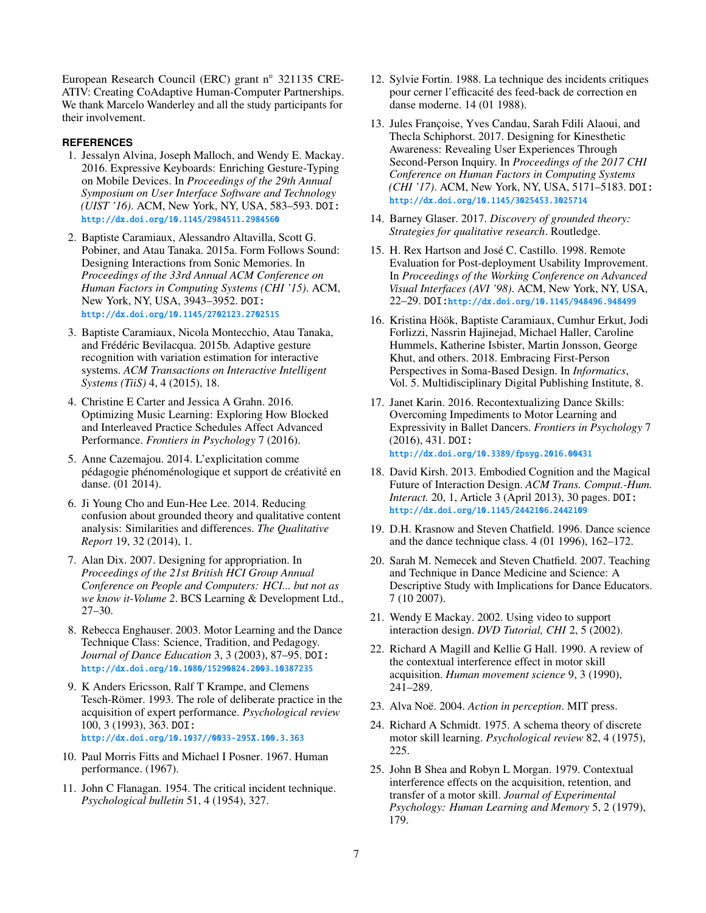European Research Council (ERC) grant n° 321135 CREATIV: Creating CoAdaptive Human-Computer Partnerships. We thank Marcelo Wanderley and all the study participants for their involvement.

## REFERENCES

1. Jessalyn Alvina, Joseph Malloch, and Wendy E. Mackay. 2016. Expressive Keyboards: Enriching Gesture-Typing on Mobile Devices. In *Proceedings of the 29th Annual Symposium on User Interface Software and Technology (UIST '16)*. ACM, New York, NY, USA, 583–593. DOI: http://dx.doi.org/10.1145/2984511.2984560
2. Baptiste Caramiaux, Alessandro Altavilla, Scott G. Pobiner, and Atau Tanaka. 2015a. Form Follows Sound: Designing Interactions from Sonic Memories. In *Proceedings of the 33rd Annual ACM Conference on Human Factors in Computing Systems (CHI '15)*. ACM, New York, NY, USA, 3943–3952. DOI: http://dx.doi.org/10.1145/2702123.2702515
3. Baptiste Caramiaux, Nicola Montecchio, Atau Tanaka, and Frédéric Bevilacqua. 2015b. Adaptive gesture recognition with variation estimation for interactive systems. *ACM Transactions on Interactive Intelligent Systems (TiiS)* 4, 4 (2015), 18.
4. Christine E Carter and Jessica A Grahn. 2016. Optimizing Music Learning: Exploring How Blocked and Interleaved Practice Schedules Affect Advanced Performance. *Frontiers in Psychology* 7 (2016).
5. Anne Cazemajou. 2014. L'explicitation comme pédagogie phénoménologique et support de créativité en danse. (01 2014).
6. Ji Young Cho and Eun-Hee Lee. 2014. Reducing confusion about grounded theory and qualitative content analysis: Similarities and differences. *The Qualitative Report* 19, 32 (2014), 1.
7. Alan Dix. 2007. Designing for appropriation. In *Proceedings of the 21st British HCI Group Annual Conference on People and Computers: HCI... but not as we know it-Volume 2*. BCS Learning & Development Ltd., 27–30.
8. Rebecca Enghauser. 2003. Motor Learning and the Dance Technique Class: Science, Tradition, and Pedagogy. *Journal of Dance Education* 3, 3 (2003), 87–95. DOI: http://dx.doi.org/10.1080/15290824.2003.10387235
9. K Anders Ericsson, Ralf T Krampe, and Clemens Tesch-Römer. 1993. The role of deliberate practice in the acquisition of expert performance. *Psychological review* 100, 3 (1993), 363. DOI: http://dx.doi.org/10.1037//0033-295X.100.3.363
10. Paul Morris Fitts and Michael I Posner. 1967. Human performance. (1967).
11. John C Flanagan. 1954. The critical incident technique. *Psychological bulletin* 51, 4 (1954), 327.
12. Sylvie Fortin. 1988. La technique des incidents critiques pour cerner l'efficacité des feed-back de correction en danse moderne. 14 (01 1988).
13. Jules Françoise, Yves Candau, Sarah Fdili Alaoui, and Thecla Schiphorst. 2017. Designing for Kinesthetic Awareness: Revealing User Experiences Through Second-Person Inquiry. In *Proceedings of the 2017 CHI Conference on Human Factors in Computing Systems (CHI '17)*. ACM, New York, NY, USA, 5171–5183. DOI: http://dx.doi.org/10.1145/3025453.3025714
14. Barney Glaser. 2017. *Discovery of grounded theory: Strategies for qualitative research*. Routledge.
15. H. Rex Hartson and José C. Castillo. 1998. Remote Evaluation for Post-deployment Usability Improvement. In *Proceedings of the Working Conference on Advanced Visual Interfaces (AVI '98)*. ACM, New York, NY, USA, 22–29. DOI: http://dx.doi.org/10.1145/948496.948499
16. Kristina Höök, Baptiste Caramiaux, Cumhur Erkut, Jodi Forlizzi, Nassrin Hajinejad, Michael Haller, Caroline Hummels, Katherine Isbister, Martin Jonsson, George Khut, and others. 2018. Embracing First-Person Perspectives in Soma-Based Design. In *Informatics*, Vol. 5. Multidisciplinary Digital Publishing Institute, 8.
17. Janet Karin. 2016. Recontextualizing Dance Skills: Overcoming Impediments to Motor Learning and Expressivity in Ballet Dancers. *Frontiers in Psychology* 7 (2016), 431. DOI: http://dx.doi.org/10.3389/fpsyg.2016.00431
18. David Kirsh. 2013. Embodied Cognition and the Magical Future of Interaction Design. *ACM Trans. Comput.-Hum. Interact.* 20, 1, Article 3 (April 2013), 30 pages. DOI: http://dx.doi.org/10.1145/2442106.2442109
19. D.H. Krasnow and Steven Chatfield. 1996. Dance science and the dance technique class. 4 (01 1996), 162–172.
20. Sarah M. Nemecek and Steven Chatfield. 2007. Teaching and Technique in Dance Medicine and Science: A Descriptive Study with Implications for Dance Educators. 7 (10 2007).
21. Wendy E Mackay. 2002. Using video to support interaction design. *DVD Tutorial, CHI* 2, 5 (2002).
22. Richard A Magill and Kellie G Hall. 1990. A review of the contextual interference effect in motor skill acquisition. *Human movement science* 9, 3 (1990), 241–289.
23. Alva Noë. 2004. *Action in perception*. MIT press.
24. Richard A Schmidt. 1975. A schema theory of discrete motor skill learning. *Psychological review* 82, 4 (1975), 225.
25. John B Shea and Robyn L Morgan. 1979. Contextual interference effects on the acquisition, retention, and transfer of a motor skill. *Journal of Experimental Psychology: Human Learning and Memory* 5, 2 (1979), 179.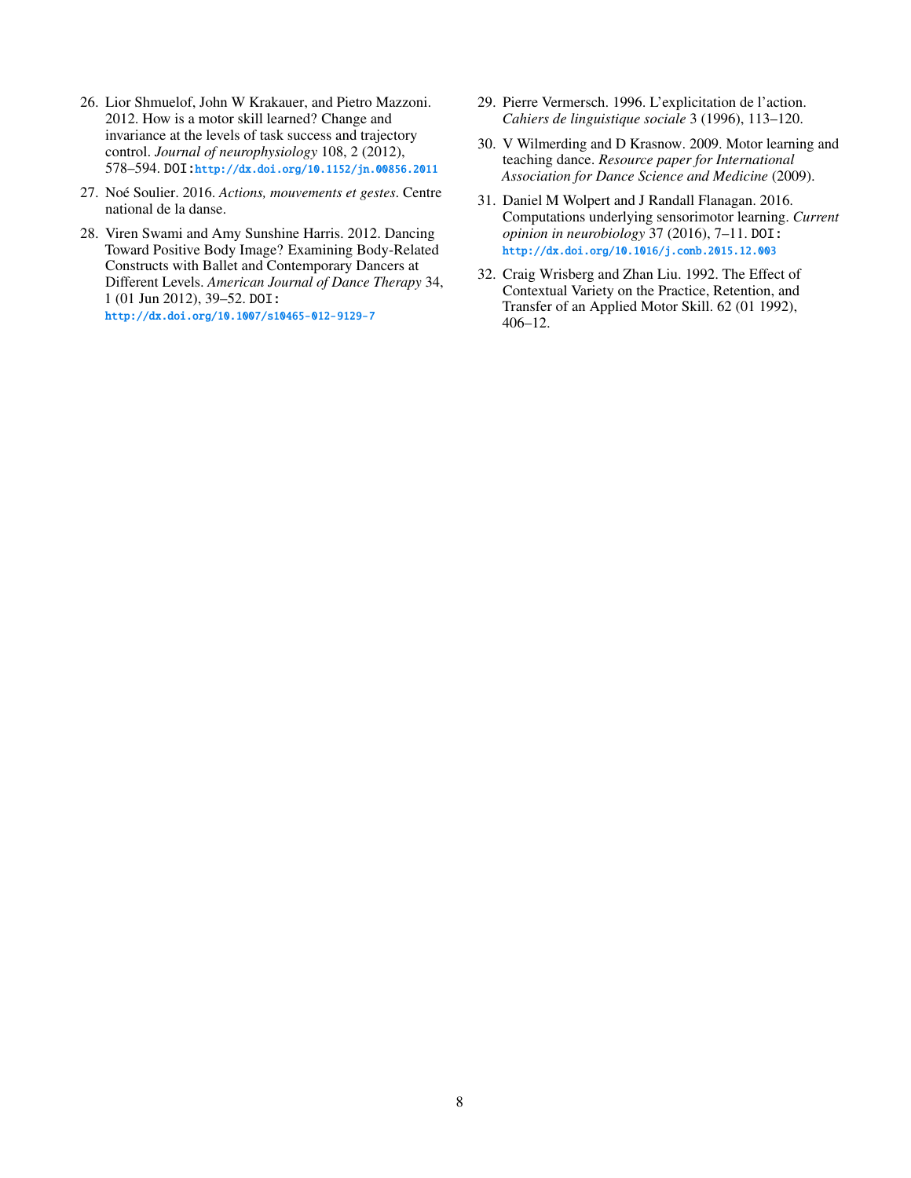26. Lior Shmuelof, John W Krakauer, and Pietro Mazzoni. 2012. How is a motor skill learned? Change and invariance at the levels of task success and trajectory control. *Journal of neurophysiology* 108, 2 (2012), 578–594. DOI:http://dx.doi.org/10.1152/jn.00856.2011

27. Noé Soulier. 2016. *Actions, mouvements et gestes*. Centre national de la danse.

28. Viren Swami and Amy Sunshine Harris. 2012. Dancing Toward Positive Body Image? Examining Body-Related Constructs with Ballet and Contemporary Dancers at Different Levels. *American Journal of Dance Therapy* 34, 1 (01 Jun 2012), 39–52. DOI: http://dx.doi.org/10.1007/s10465-012-9129-7

29. Pierre Vermersch. 1996. L'explicitation de l'action. *Cahiers de linguistique sociale* 3 (1996), 113–120.

30. V Wilmerding and D Krasnow. 2009. Motor learning and teaching dance. *Resource paper for International Association for Dance Science and Medicine* (2009).

31. Daniel M Wolpert and J Randall Flanagan. 2016. Computations underlying sensorimotor learning. *Current opinion in neurobiology* 37 (2016), 7–11. DOI: http://dx.doi.org/10.1016/j.conb.2015.12.003

32. Craig Wrisberg and Zhan Liu. 1992. The Effect of Contextual Variety on the Practice, Retention, and Transfer of an Applied Motor Skill. 62 (01 1992), 406–12.